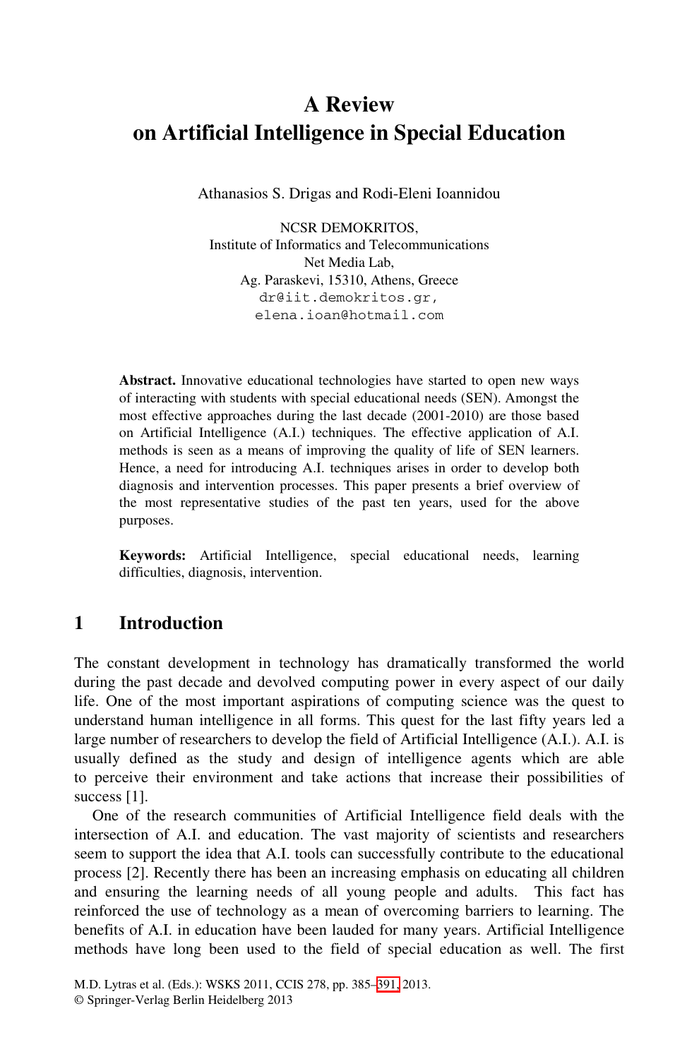# A Review on Artificial Intelligence in Special Education

Athanasios S. Drigas and Rodi-Eleni Ioannidou

NCSR DEMOKRITOS,
Institute of Informatics and Telecommunications
Net Media Lab,
Ag. Paraskevi, 15310, Athens, Greece
dr@iit.demokritos.gr,
elena.ioan@hotmail.com

**Abstract.** Innovative educational technologies have started to open new ways of interacting with students with special educational needs (SEN). Amongst the most effective approaches during the last decade (2001-2010) are those based on Artificial Intelligence (A.I.) techniques. The effective application of A.I. methods is seen as a means of improving the quality of life of SEN learners. Hence, a need for introducing A.I. techniques arises in order to develop both diagnosis and intervention processes. This paper presents a brief overview of the most representative studies of the past ten years, used for the above purposes.

**Keywords:** Artificial Intelligence, special educational needs, learning difficulties, diagnosis, intervention.

## 1 Introduction

The constant development in technology has dramatically transformed the world during the past decade and devolved computing power in every aspect of our daily life. One of the most important aspirations of computing science was the quest to understand human intelligence in all forms. This quest for the last fifty years led a large number of researchers to develop the field of Artificial Intelligence (A.I.). A.I. is usually defined as the study and design of intelligence agents which are able to perceive their environment and take actions that increase their possibilities of success [1].

One of the research communities of Artificial Intelligence field deals with the intersection of A.I. and education. The vast majority of scientists and researchers seem to support the idea that A.I. tools can successfully contribute to the educational process [2]. Recently there has been an increasing emphasis on educating all children and ensuring the learning needs of all young people and adults. This fact has reinforced the use of technology as a mean of overcoming barriers to learning. The benefits of A.I. in education have been lauded for many years. Artificial Intelligence methods have long been used to the field of special education as well. The first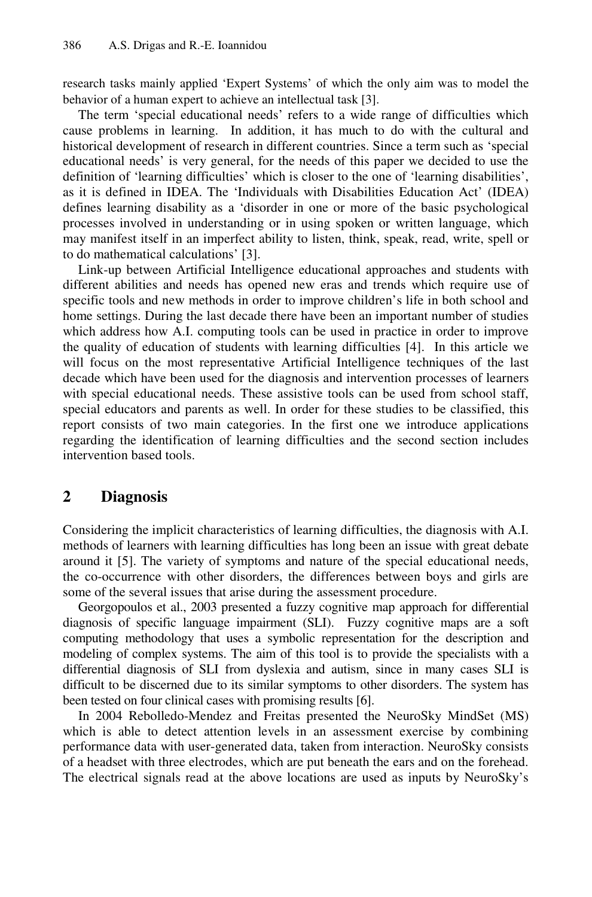research tasks mainly applied 'Expert Systems' of which the only aim was to model the behavior of a human expert to achieve an intellectual task [3].

The term 'special educational needs' refers to a wide range of difficulties which cause problems in learning. In addition, it has much to do with the cultural and historical development of research in different countries. Since a term such as 'special educational needs' is very general, for the needs of this paper we decided to use the definition of 'learning difficulties' which is closer to the one of 'learning disabilities', as it is defined in IDEA. The 'Individuals with Disabilities Education Act' (IDEA) defines learning disability as a 'disorder in one or more of the basic psychological processes involved in understanding or in using spoken or written language, which may manifest itself in an imperfect ability to listen, think, speak, read, write, spell or to do mathematical calculations' [3].

Link-up between Artificial Intelligence educational approaches and students with different abilities and needs has opened new eras and trends which require use of specific tools and new methods in order to improve children's life in both school and home settings. During the last decade there have been an important number of studies which address how A.I. computing tools can be used in practice in order to improve the quality of education of students with learning difficulties [4]. In this article we will focus on the most representative Artificial Intelligence techniques of the last decade which have been used for the diagnosis and intervention processes of learners with special educational needs. These assistive tools can be used from school staff, special educators and parents as well. In order for these studies to be classified, this report consists of two main categories. In the first one we introduce applications regarding the identification of learning difficulties and the second section includes intervention based tools.

## 2 Diagnosis

Considering the implicit characteristics of learning difficulties, the diagnosis with A.I. methods of learners with learning difficulties has long been an issue with great debate around it [5]. The variety of symptoms and nature of the special educational needs, the co-occurrence with other disorders, the differences between boys and girls are some of the several issues that arise during the assessment procedure.

Georgopoulos et al., 2003 presented a fuzzy cognitive map approach for differential diagnosis of specific language impairment (SLI). Fuzzy cognitive maps are a soft computing methodology that uses a symbolic representation for the description and modeling of complex systems. The aim of this tool is to provide the specialists with a differential diagnosis of SLI from dyslexia and autism, since in many cases SLI is difficult to be discerned due to its similar symptoms to other disorders. The system has been tested on four clinical cases with promising results [6].

In 2004 Rebolledo-Mendez and Freitas presented the NeuroSky MindSet (MS) which is able to detect attention levels in an assessment exercise by combining performance data with user-generated data, taken from interaction. NeuroSky consists of a headset with three electrodes, which are put beneath the ears and on the forehead. The electrical signals read at the above locations are used as inputs by NeuroSky's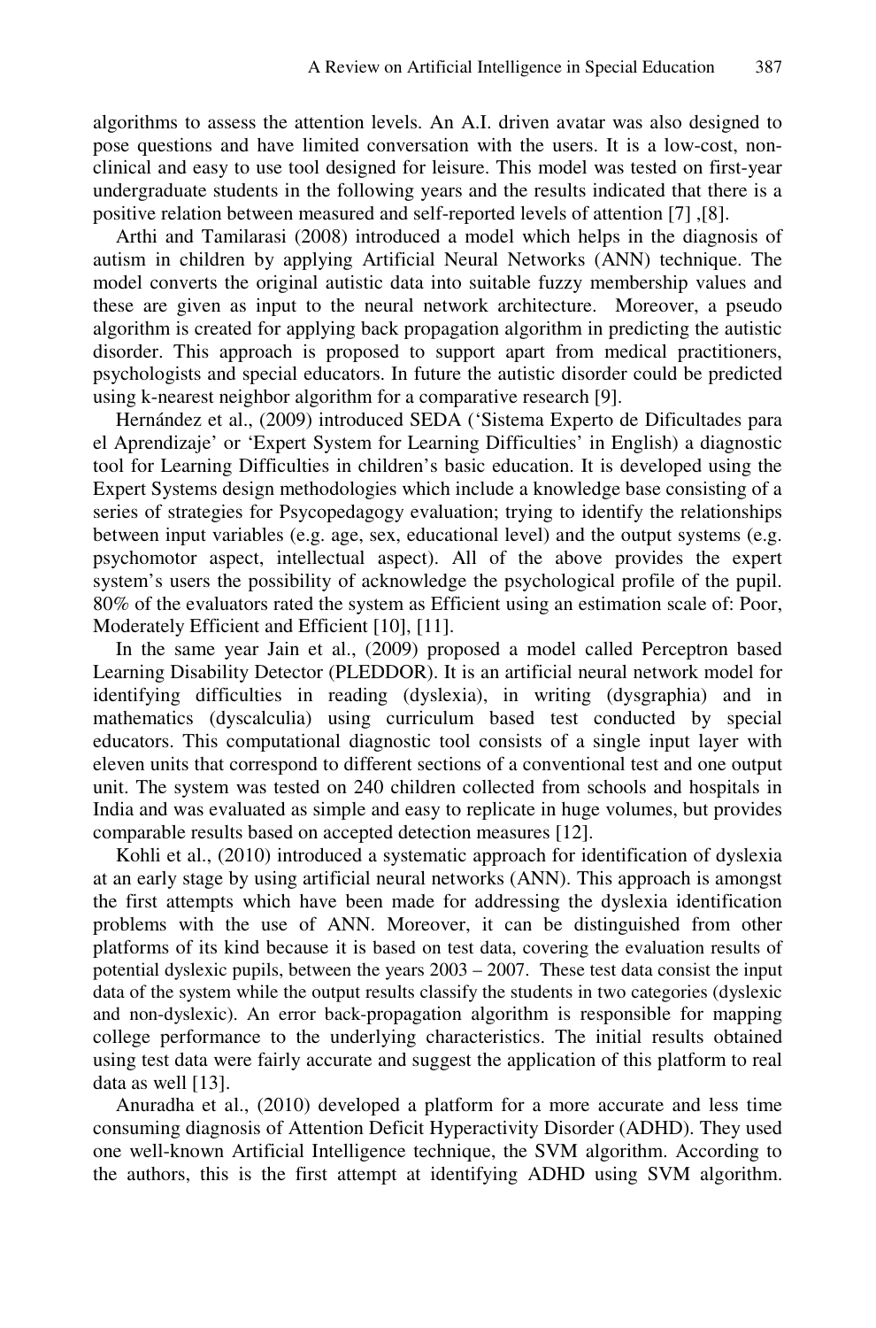algorithms to assess the attention levels. An A.I. driven avatar was also designed to pose questions and have limited conversation with the users. It is a low-cost, non-clinical and easy to use tool designed for leisure. This model was tested on first-year undergraduate students in the following years and the results indicated that there is a positive relation between measured and self-reported levels of attention [7] ,[8].

Arthi and Tamilarasi (2008) introduced a model which helps in the diagnosis of autism in children by applying Artificial Neural Networks (ANN) technique. The model converts the original autistic data into suitable fuzzy membership values and these are given as input to the neural network architecture. Moreover, a pseudo algorithm is created for applying back propagation algorithm in predicting the autistic disorder. This approach is proposed to support apart from medical practitioners, psychologists and special educators. In future the autistic disorder could be predicted using k-nearest neighbor algorithm for a comparative research [9].

Hernández et al., (2009) introduced SEDA ('Sistema Experto de Dificultades para el Aprendizaje' or 'Expert System for Learning Difficulties' in English) a diagnostic tool for Learning Difficulties in children's basic education. It is developed using the Expert Systems design methodologies which include a knowledge base consisting of a series of strategies for Psycopedagogy evaluation; trying to identify the relationships between input variables (e.g. age, sex, educational level) and the output systems (e.g. psychomotor aspect, intellectual aspect). All of the above provides the expert system's users the possibility of acknowledge the psychological profile of the pupil. 80% of the evaluators rated the system as Efficient using an estimation scale of: Poor, Moderately Efficient and Efficient [10], [11].

In the same year Jain et al., (2009) proposed a model called Perceptron based Learning Disability Detector (PLEDDOR). It is an artificial neural network model for identifying difficulties in reading (dyslexia), in writing (dysgraphia) and in mathematics (dyscalculia) using curriculum based test conducted by special educators. This computational diagnostic tool consists of a single input layer with eleven units that correspond to different sections of a conventional test and one output unit. The system was tested on 240 children collected from schools and hospitals in India and was evaluated as simple and easy to replicate in huge volumes, but provides comparable results based on accepted detection measures [12].

Kohli et al., (2010) introduced a systematic approach for identification of dyslexia at an early stage by using artificial neural networks (ANN). This approach is amongst the first attempts which have been made for addressing the dyslexia identification problems with the use of ANN. Moreover, it can be distinguished from other platforms of its kind because it is based on test data, covering the evaluation results of potential dyslexic pupils, between the years 2003 – 2007. These test data consist the input data of the system while the output results classify the students in two categories (dyslexic and non-dyslexic). An error back-propagation algorithm is responsible for mapping college performance to the underlying characteristics. The initial results obtained using test data were fairly accurate and suggest the application of this platform to real data as well [13].

Anuradha et al., (2010) developed a platform for a more accurate and less time consuming diagnosis of Attention Deficit Hyperactivity Disorder (ADHD). They used one well-known Artificial Intelligence technique, the SVM algorithm. According to the authors, this is the first attempt at identifying ADHD using SVM algorithm.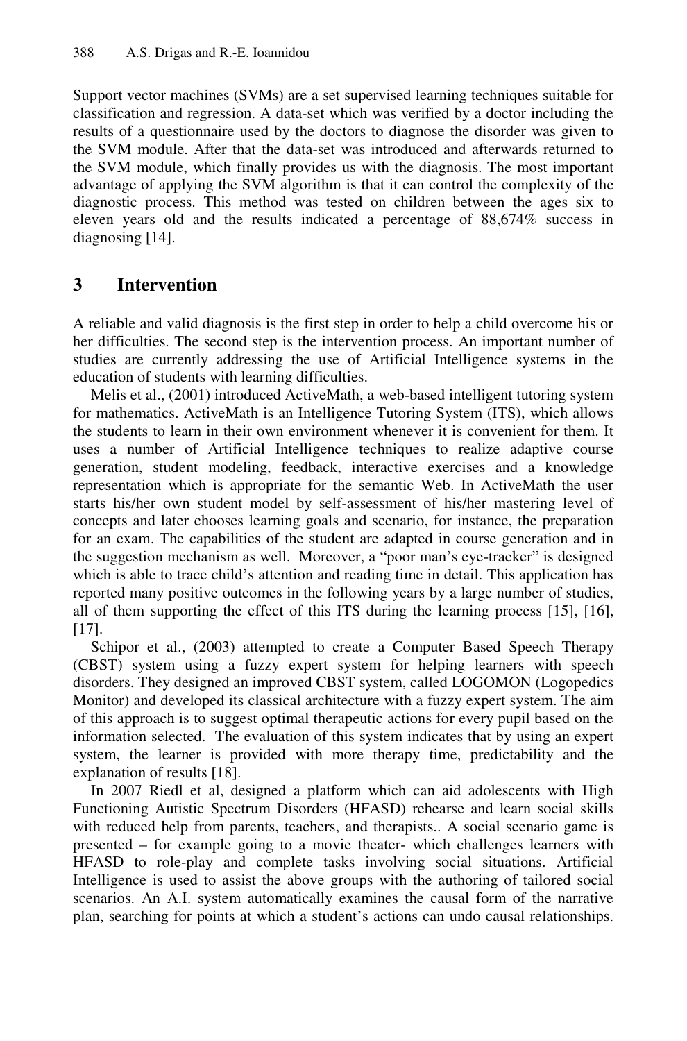Support vector machines (SVMs) are a set supervised learning techniques suitable for classification and regression. A data-set which was verified by a doctor including the results of a questionnaire used by the doctors to diagnose the disorder was given to the SVM module. After that the data-set was introduced and afterwards returned to the SVM module, which finally provides us with the diagnosis. The most important advantage of applying the SVM algorithm is that it can control the complexity of the diagnostic process. This method was tested on children between the ages six to eleven years old and the results indicated a percentage of 88,674% success in diagnosing [14].

## 3 Intervention

A reliable and valid diagnosis is the first step in order to help a child overcome his or her difficulties. The second step is the intervention process. An important number of studies are currently addressing the use of Artificial Intelligence systems in the education of students with learning difficulties.

Melis et al., (2001) introduced ActiveMath, a web-based intelligent tutoring system for mathematics. ActiveMath is an Intelligence Tutoring System (ITS), which allows the students to learn in their own environment whenever it is convenient for them. It uses a number of Artificial Intelligence techniques to realize adaptive course generation, student modeling, feedback, interactive exercises and a knowledge representation which is appropriate for the semantic Web. In ActiveMath the user starts his/her own student model by self-assessment of his/her mastering level of concepts and later chooses learning goals and scenario, for instance, the preparation for an exam. The capabilities of the student are adapted in course generation and in the suggestion mechanism as well. Moreover, a "poor man's eye-tracker" is designed which is able to trace child's attention and reading time in detail. This application has reported many positive outcomes in the following years by a large number of studies, all of them supporting the effect of this ITS during the learning process [15], [16], [17].

Schipor et al., (2003) attempted to create a Computer Based Speech Therapy (CBST) system using a fuzzy expert system for helping learners with speech disorders. They designed an improved CBST system, called LOGOMON (Logopedics Monitor) and developed its classical architecture with a fuzzy expert system. The aim of this approach is to suggest optimal therapeutic actions for every pupil based on the information selected. The evaluation of this system indicates that by using an expert system, the learner is provided with more therapy time, predictability and the explanation of results [18].

In 2007 Riedl et al, designed a platform which can aid adolescents with High Functioning Autistic Spectrum Disorders (HFASD) rehearse and learn social skills with reduced help from parents, teachers, and therapists.. A social scenario game is presented – for example going to a movie theater- which challenges learners with HFASD to role-play and complete tasks involving social situations. Artificial Intelligence is used to assist the above groups with the authoring of tailored social scenarios. An A.I. system automatically examines the causal form of the narrative plan, searching for points at which a student's actions can undo causal relationships.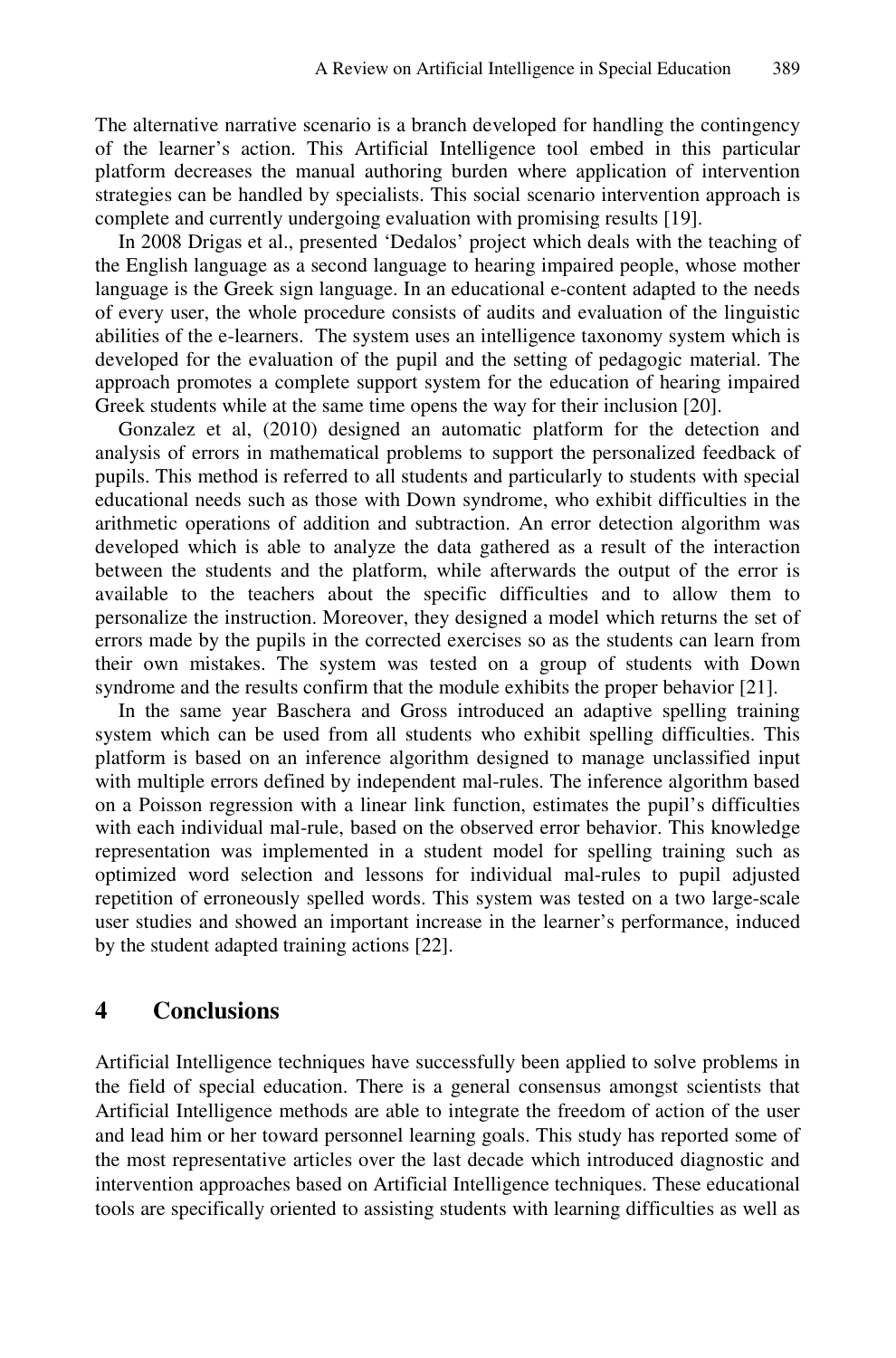The alternative narrative scenario is a branch developed for handling the contingency of the learner's action. This Artificial Intelligence tool embed in this particular platform decreases the manual authoring burden where application of intervention strategies can be handled by specialists. This social scenario intervention approach is complete and currently undergoing evaluation with promising results [19].

In 2008 Drigas et al., presented 'Dedalos' project which deals with the teaching of the English language as a second language to hearing impaired people, whose mother language is the Greek sign language. In an educational e-content adapted to the needs of every user, the whole procedure consists of audits and evaluation of the linguistic abilities of the e-learners. The system uses an intelligence taxonomy system which is developed for the evaluation of the pupil and the setting of pedagogic material. The approach promotes a complete support system for the education of hearing impaired Greek students while at the same time opens the way for their inclusion [20].

Gonzalez et al, (2010) designed an automatic platform for the detection and analysis of errors in mathematical problems to support the personalized feedback of pupils. This method is referred to all students and particularly to students with special educational needs such as those with Down syndrome, who exhibit difficulties in the arithmetic operations of addition and subtraction. An error detection algorithm was developed which is able to analyze the data gathered as a result of the interaction between the students and the platform, while afterwards the output of the error is available to the teachers about the specific difficulties and to allow them to personalize the instruction. Moreover, they designed a model which returns the set of errors made by the pupils in the corrected exercises so as the students can learn from their own mistakes. The system was tested on a group of students with Down syndrome and the results confirm that the module exhibits the proper behavior [21].

In the same year Baschera and Gross introduced an adaptive spelling training system which can be used from all students who exhibit spelling difficulties. This platform is based on an inference algorithm designed to manage unclassified input with multiple errors defined by independent mal-rules. The inference algorithm based on a Poisson regression with a linear link function, estimates the pupil's difficulties with each individual mal-rule, based on the observed error behavior. This knowledge representation was implemented in a student model for spelling training such as optimized word selection and lessons for individual mal-rules to pupil adjusted repetition of erroneously spelled words. This system was tested on a two large-scale user studies and showed an important increase in the learner's performance, induced by the student adapted training actions [22].

## 4 Conclusions

Artificial Intelligence techniques have successfully been applied to solve problems in the field of special education. There is a general consensus amongst scientists that Artificial Intelligence methods are able to integrate the freedom of action of the user and lead him or her toward personnel learning goals. This study has reported some of the most representative articles over the last decade which introduced diagnostic and intervention approaches based on Artificial Intelligence techniques. These educational tools are specifically oriented to assisting students with learning difficulties as well as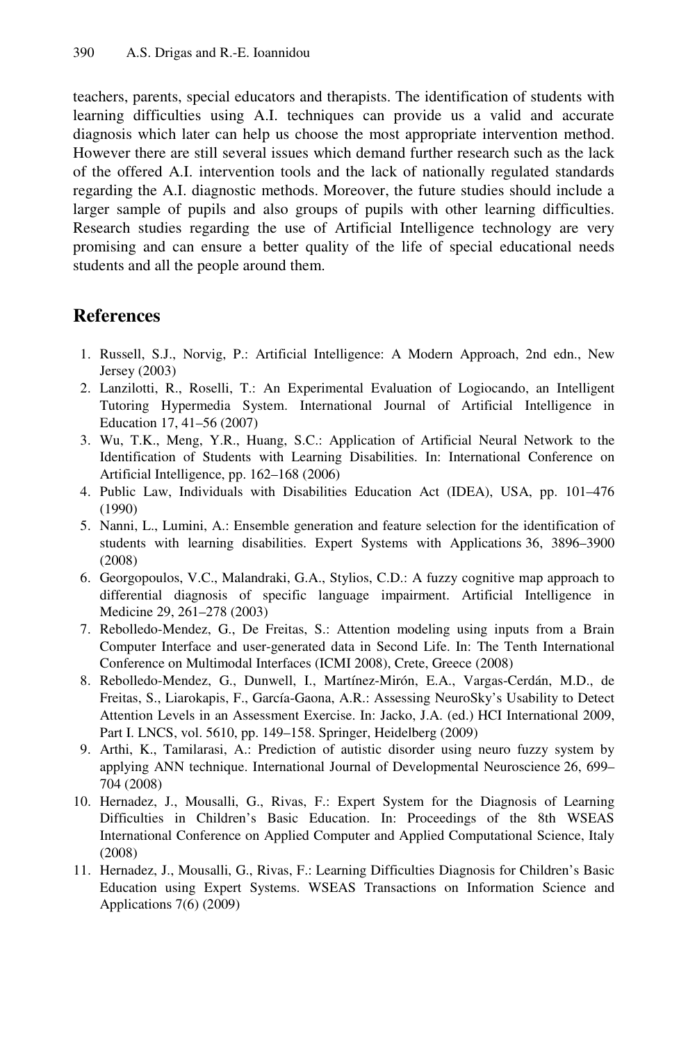teachers, parents, special educators and therapists. The identification of students with learning difficulties using A.I. techniques can provide us a valid and accurate diagnosis which later can help us choose the most appropriate intervention method. However there are still several issues which demand further research such as the lack of the offered A.I. intervention tools and the lack of nationally regulated standards regarding the A.I. diagnostic methods. Moreover, the future studies should include a larger sample of pupils and also groups of pupils with other learning difficulties. Research studies regarding the use of Artificial Intelligence technology are very promising and can ensure a better quality of the life of special educational needs students and all the people around them.

## References

1. Russell, S.J., Norvig, P.: Artificial Intelligence: A Modern Approach, 2nd edn., New Jersey (2003)
2. Lanzilotti, R., Roselli, T.: An Experimental Evaluation of Logiocando, an Intelligent Tutoring Hypermedia System. International Journal of Artificial Intelligence in Education 17, 41–56 (2007)
3. Wu, T.K., Meng, Y.R., Huang, S.C.: Application of Artificial Neural Network to the Identification of Students with Learning Disabilities. In: International Conference on Artificial Intelligence, pp. 162–168 (2006)
4. Public Law, Individuals with Disabilities Education Act (IDEA), USA, pp. 101–476 (1990)
5. Nanni, L., Lumini, A.: Ensemble generation and feature selection for the identification of students with learning disabilities. Expert Systems with Applications 36, 3896–3900 (2008)
6. Georgopoulos, V.C., Malandraki, G.A., Stylios, C.D.: A fuzzy cognitive map approach to differential diagnosis of specific language impairment. Artificial Intelligence in Medicine 29, 261–278 (2003)
7. Rebolledo-Mendez, G., De Freitas, S.: Attention modeling using inputs from a Brain Computer Interface and user-generated data in Second Life. In: The Tenth International Conference on Multimodal Interfaces (ICMI 2008), Crete, Greece (2008)
8. Rebolledo-Mendez, G., Dunwell, I., Martínez-Mirón, E.A., Vargas-Cerdán, M.D., de Freitas, S., Liarokapis, F., García-Gaona, A.R.: Assessing NeuroSky's Usability to Detect Attention Levels in an Assessment Exercise. In: Jacko, J.A. (ed.) HCI International 2009, Part I. LNCS, vol. 5610, pp. 149–158. Springer, Heidelberg (2009)
9. Arthi, K., Tamilarasi, A.: Prediction of autistic disorder using neuro fuzzy system by applying ANN technique. International Journal of Developmental Neuroscience 26, 699–704 (2008)
10. Hernadez, J., Mousalli, G., Rivas, F.: Expert System for the Diagnosis of Learning Difficulties in Children's Basic Education. In: Proceedings of the 8th WSEAS International Conference on Applied Computer and Applied Computational Science, Italy (2008)
11. Hernadez, J., Mousalli, G., Rivas, F.: Learning Difficulties Diagnosis for Children's Basic Education using Expert Systems. WSEAS Transactions on Information Science and Applications 7(6) (2009)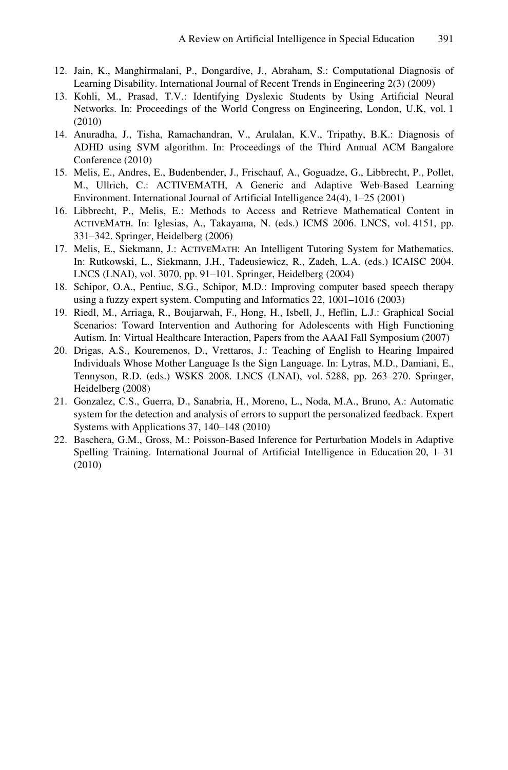12. Jain, K., Manghirmalani, P., Dongardive, J., Abraham, S.: Computational Diagnosis of Learning Disability. International Journal of Recent Trends in Engineering 2(3) (2009)
13. Kohli, M., Prasad, T.V.: Identifying Dyslexic Students by Using Artificial Neural Networks. In: Proceedings of the World Congress on Engineering, London, U.K, vol. 1 (2010)
14. Anuradha, J., Tisha, Ramachandran, V., Arulalan, K.V., Tripathy, B.K.: Diagnosis of ADHD using SVM algorithm. In: Proceedings of the Third Annual ACM Bangalore Conference (2010)
15. Melis, E., Andres, E., Budenbender, J., Frischauf, A., Goguadze, G., Libbrecht, P., Pollet, M., Ullrich, C.: ACTIVEMATH, A Generic and Adaptive Web-Based Learning Environment. International Journal of Artificial Intelligence 24(4), 1–25 (2001)
16. Libbrecht, P., Melis, E.: Methods to Access and Retrieve Mathematical Content in ActiveMath. In: Iglesias, A., Takayama, N. (eds.) ICMS 2006. LNCS, vol. 4151, pp. 331–342. Springer, Heidelberg (2006)
17. Melis, E., Siekmann, J.: ActiveMath: An Intelligent Tutoring System for Mathematics. In: Rutkowski, L., Siekmann, J.H., Tadeusiewicz, R., Zadeh, L.A. (eds.) ICAISC 2004. LNCS (LNAI), vol. 3070, pp. 91–101. Springer, Heidelberg (2004)
18. Schipor, O.A., Pentiuc, S.G., Schipor, M.D.: Improving computer based speech therapy using a fuzzy expert system. Computing and Informatics 22, 1001–1016 (2003)
19. Riedl, M., Arriaga, R., Boujarwah, F., Hong, H., Isbell, J., Heflin, L.J.: Graphical Social Scenarios: Toward Intervention and Authoring for Adolescents with High Functioning Autism. In: Virtual Healthcare Interaction, Papers from the AAAI Fall Symposium (2007)
20. Drigas, A.S., Kouremenos, D., Vrettaros, J.: Teaching of English to Hearing Impaired Individuals Whose Mother Language Is the Sign Language. In: Lytras, M.D., Damiani, E., Tennyson, R.D. (eds.) WSKS 2008. LNCS (LNAI), vol. 5288, pp. 263–270. Springer, Heidelberg (2008)
21. Gonzalez, C.S., Guerra, D., Sanabria, H., Moreno, L., Noda, M.A., Bruno, A.: Automatic system for the detection and analysis of errors to support the personalized feedback. Expert Systems with Applications 37, 140–148 (2010)
22. Baschera, G.M., Gross, M.: Poisson-Based Inference for Perturbation Models in Adaptive Spelling Training. International Journal of Artificial Intelligence in Education 20, 1–31 (2010)